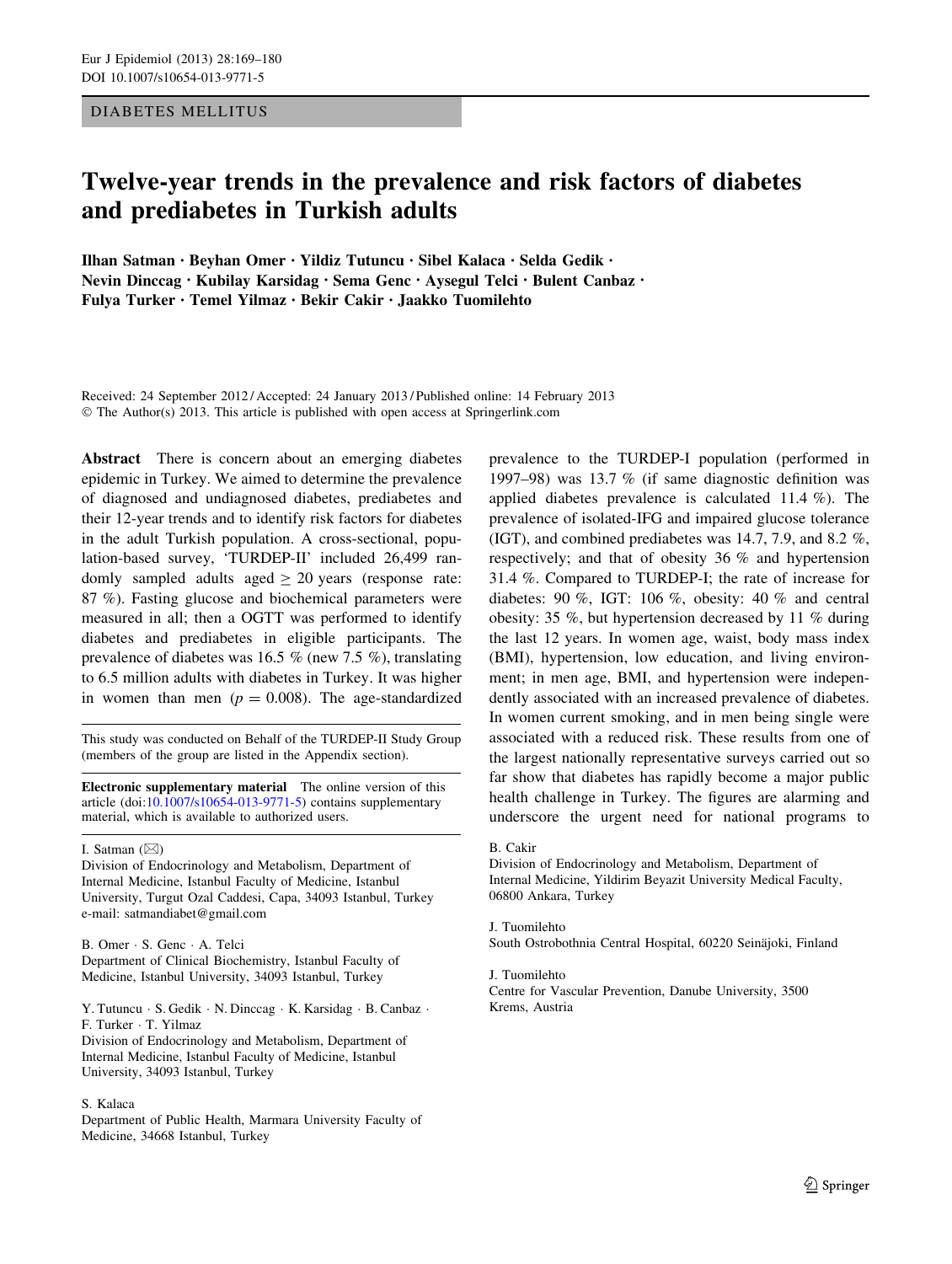DIABETES MELLITUS

# Twelve-year trends in the prevalence and risk factors of diabetes and prediabetes in Turkish adults

**Ilhan Satman · Beyhan Omer · Yildiz Tutuncu · Sibel Kalaca · Selda Gedik · Nevin Dinccag · Kubilay Karsidag · Sema Genc · Aysegul Telci · Bulent Canbaz · Fulya Turker · Temel Yilmaz · Bekir Cakir · Jaakko Tuomilehto**

Received: 24 September 2012 / Accepted: 24 January 2013 / Published online: 14 February 2013
© The Author(s) 2013. This article is published with open access at Springerlink.com

**Abstract** There is concern about an emerging diabetes epidemic in Turkey. We aimed to determine the prevalence of diagnosed and undiagnosed diabetes, prediabetes and their 12-year trends and to identify risk factors for diabetes in the adult Turkish population. A cross-sectional, population-based survey, 'TURDEP-II' included 26,499 randomly sampled adults aged $\geq$ 20 years (response rate: 87 %). Fasting glucose and biochemical parameters were measured in all; then a OGTT was performed to identify diabetes and prediabetes in eligible participants. The prevalence of diabetes was 16.5 % (new 7.5 %), translating to 6.5 million adults with diabetes in Turkey. It was higher in women than men ($p = 0.008$). The age-standardized prevalence to the TURDEP-I population (performed in 1997–98) was 13.7 % (if same diagnostic definition was applied diabetes prevalence is calculated 11.4 %). The prevalence of isolated-IFG and impaired glucose tolerance (IGT), and combined prediabetes was 14.7, 7.9, and 8.2 %, respectively; and that of obesity 36 % and hypertension 31.4 %. Compared to TURDEP-I; the rate of increase for diabetes: 90 %, IGT: 106 %, obesity: 40 % and central obesity: 35 %, but hypertension decreased by 11 % during the last 12 years. In women age, waist, body mass index (BMI), hypertension, low education, and living environment; in men age, BMI, and hypertension were independently associated with an increased prevalence of diabetes. In women current smoking, and in men being single were associated with a reduced risk. These results from one of the largest nationally representative surveys carried out so far show that diabetes has rapidly become a major public health challenge in Turkey. The figures are alarming and underscore the urgent need for national programs to

This study was conducted on Behalf of the TURDEP-II Study Group (members of the group are listed in the Appendix section).

**Electronic supplementary material** The online version of this article (doi:10.1007/s10654-013-9771-5) contains supplementary material, which is available to authorized users.

I. Satman (✉)
Division of Endocrinology and Metabolism, Department of Internal Medicine, Istanbul Faculty of Medicine, Istanbul University, Turgut Ozal Caddesi, Capa, 34093 Istanbul, Turkey
e-mail: satmandiabet@gmail.com

B. Omer · S. Genc · A. Telci
Department of Clinical Biochemistry, Istanbul Faculty of Medicine, Istanbul University, 34093 Istanbul, Turkey

Y. Tutuncu · S. Gedik · N. Dinccag · K. Karsidag · B. Canbaz · F. Turker · T. Yilmaz
Division of Endocrinology and Metabolism, Department of Internal Medicine, Istanbul Faculty of Medicine, Istanbul University, 34093 Istanbul, Turkey

S. Kalaca
Department of Public Health, Marmara University Faculty of Medicine, 34668 Istanbul, Turkey

B. Cakir
Division of Endocrinology and Metabolism, Department of Internal Medicine, Yildirim Beyazit University Medical Faculty, 06800 Ankara, Turkey

J. Tuomilehto
South Ostrobothnia Central Hospital, 60220 Seinäjoki, Finland

J. Tuomilehto
Centre for Vascular Prevention, Danube University, 3500 Krems, Austria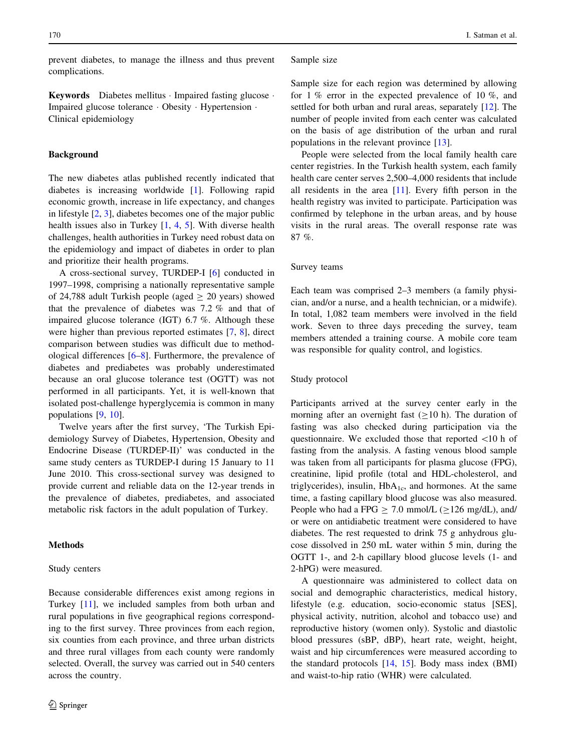prevent diabetes, to manage the illness and thus prevent complications.

**Keywords** Diabetes mellitus · Impaired fasting glucose · Impaired glucose tolerance · Obesity · Hypertension · Clinical epidemiology

## Background

The new diabetes atlas published recently indicated that diabetes is increasing worldwide [1]. Following rapid economic growth, increase in life expectancy, and changes in lifestyle [2, 3], diabetes becomes one of the major public health issues also in Turkey [1, 4, 5]. With diverse health challenges, health authorities in Turkey need robust data on the epidemiology and impact of diabetes in order to plan and prioritize their health programs.

A cross-sectional survey, TURDEP-I [6] conducted in 1997–1998, comprising a nationally representative sample of 24,788 adult Turkish people (aged $\geq$ 20 years) showed that the prevalence of diabetes was 7.2 % and that of impaired glucose tolerance (IGT) 6.7 %. Although these were higher than previous reported estimates [7, 8], direct comparison between studies was difficult due to methodological differences [6–8]. Furthermore, the prevalence of diabetes and prediabetes was probably underestimated because an oral glucose tolerance test (OGTT) was not performed in all participants. Yet, it is well-known that isolated post-challenge hyperglycemia is common in many populations [9, 10].

Twelve years after the first survey, 'The Turkish Epidemiology Survey of Diabetes, Hypertension, Obesity and Endocrine Disease (TURDEP-II)' was conducted in the same study centers as TURDEP-I during 15 January to 11 June 2010. This cross-sectional survey was designed to provide current and reliable data on the 12-year trends in the prevalence of diabetes, prediabetes, and associated metabolic risk factors in the adult population of Turkey.

## Methods

### Study centers

Because considerable differences exist among regions in Turkey [11], we included samples from both urban and rural populations in five geographical regions corresponding to the first survey. Three provinces from each region, six counties from each province, and three urban districts and three rural villages from each county were randomly selected. Overall, the survey was carried out in 540 centers across the country.

### Sample size

Sample size for each region was determined by allowing for 1 % error in the expected prevalence of 10 %, and settled for both urban and rural areas, separately [12]. The number of people invited from each center was calculated on the basis of age distribution of the urban and rural populations in the relevant province [13].

People were selected from the local family health care center registries. In the Turkish health system, each family health care center serves 2,500–4,000 residents that include all residents in the area [11]. Every fifth person in the health registry was invited to participate. Participation was confirmed by telephone in the urban areas, and by house visits in the rural areas. The overall response rate was 87 %.

### Survey teams

Each team was comprised 2–3 members (a family physician, and/or a nurse, and a health technician, or a midwife). In total, 1,082 team members were involved in the field work. Seven to three days preceding the survey, team members attended a training course. A mobile core team was responsible for quality control, and logistics.

### Study protocol

Participants arrived at the survey center early in the morning after an overnight fast ($\geq$10 h). The duration of fasting was also checked during participation via the questionnaire. We excluded those that reported <10 h of fasting from the analysis. A fasting venous blood sample was taken from all participants for plasma glucose (FPG), creatinine, lipid profile (total and HDL-cholesterol, and triglycerides), insulin, $HbA_{1c}$, and hormones. At the same time, a fasting capillary blood glucose was also measured. People who had a FPG $\geq$ 7.0 mmol/L ($\geq$126 mg/dL), and/or were on antidiabetic treatment were considered to have diabetes. The rest requested to drink 75 g anhydrous glucose dissolved in 250 mL water within 5 min, during the OGTT 1-, and 2-h capillary blood glucose levels (1- and 2-hPG) were measured.

A questionnaire was administered to collect data on social and demographic characteristics, medical history, lifestyle (e.g. education, socio-economic status [SES], physical activity, nutrition, alcohol and tobacco use) and reproductive history (women only). Systolic and diastolic blood pressures (sBP, dBP), heart rate, weight, height, waist and hip circumferences were measured according to the standard protocols [14, 15]. Body mass index (BMI) and waist-to-hip ratio (WHR) were calculated.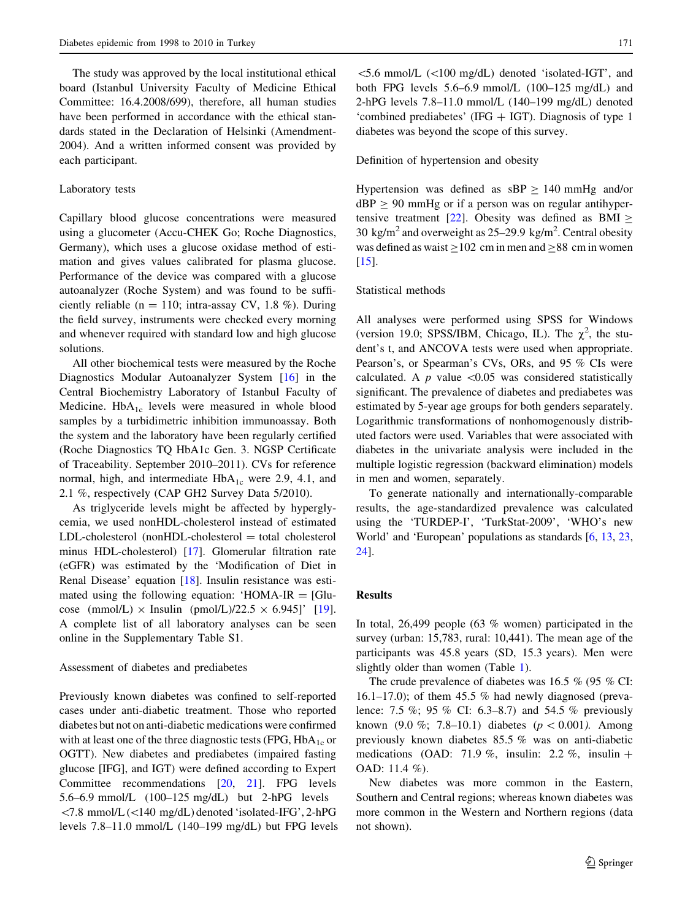The study was approved by the local institutional ethical board (Istanbul University Faculty of Medicine Ethical Committee: 16.4.2008/699), therefore, all human studies have been performed in accordance with the ethical standards stated in the Declaration of Helsinki (Amendment-2004). And a written informed consent was provided by each participant.

### Laboratory tests

Capillary blood glucose concentrations were measured using a glucometer (Accu-CHEK Go; Roche Diagnostics, Germany), which uses a glucose oxidase method of estimation and gives values calibrated for plasma glucose. Performance of the device was compared with a glucose autoanalyzer (Roche System) and was found to be sufficiently reliable (n = 110; intra-assay CV, 1.8 %). During the field survey, instruments were checked every morning and whenever required with standard low and high glucose solutions.

All other biochemical tests were measured by the Roche Diagnostics Modular Autoanalyzer System [16] in the Central Biochemistry Laboratory of Istanbul Faculty of Medicine. $HbA_{1c}$ levels were measured in whole blood samples by a turbidimetric inhibition immunoassay. Both the system and the laboratory have been regularly certified (Roche Diagnostics TQ HbA1c Gen. 3. NGSP Certificate of Traceability. September 2010–2011). CVs for reference normal, high, and intermediate $HbA_{1c}$ were 2.9, 4.1, and 2.1 %, respectively (CAP GH2 Survey Data 5/2010).

As triglyceride levels might be affected by hyperglycemia, we used nonHDL-cholesterol instead of estimated LDL-cholesterol (nonHDL-cholesterol = total cholesterol minus HDL-cholesterol) [17]. Glomerular filtration rate (eGFR) was estimated by the 'Modification of Diet in Renal Disease' equation [18]. Insulin resistance was estimated using the following equation: 'HOMA-IR = [Glucose (mmol/L) × Insulin (pmol/L)/22.5 × 6.945]' [19]. A complete list of all laboratory analyses can be seen online in the Supplementary Table S1.

### Assessment of diabetes and prediabetes

Previously known diabetes was confined to self-reported cases under anti-diabetic treatment. Those who reported diabetes but not on anti-diabetic medications were confirmed with at least one of the three diagnostic tests (FPG, $HbA_{1c}$ or OGTT). New diabetes and prediabetes (impaired fasting glucose [IFG], and IGT) were defined according to Expert Committee recommendations [20, 21]. FPG levels 5.6–6.9 mmol/L (100–125 mg/dL) but 2-hPG levels <7.8 mmol/L (<140 mg/dL) denoted 'isolated-IFG', 2-hPG levels 7.8–11.0 mmol/L (140–199 mg/dL) but FPG levels <5.6 mmol/L (<100 mg/dL) denoted 'isolated-IGT', and both FPG levels 5.6–6.9 mmol/L (100–125 mg/dL) and 2-hPG levels 7.8–11.0 mmol/L (140–199 mg/dL) denoted 'combined prediabetes' (IFG + IGT). Diagnosis of type 1 diabetes was beyond the scope of this survey.

### Definition of hypertension and obesity

Hypertension was defined as sBP $\geq$ 140 mmHg and/or dBP $\geq$ 90 mmHg or if a person was on regular antihypertensive treatment [22]. Obesity was defined as BMI $\geq$ 30 kg/m$^2$ and overweight as 25–29.9 kg/m$^2$. Central obesity was defined as waist $\geq$102 cm in men and $\geq$88 cm in women [15].

### Statistical methods

All analyses were performed using SPSS for Windows (version 19.0; SPSS/IBM, Chicago, IL). The $\chi^2$, the student's t, and ANCOVA tests were used when appropriate. Pearson's, or Spearman's CVs, ORs, and 95 % CIs were calculated. A $p$ value <0.05 was considered statistically significant. The prevalence of diabetes and prediabetes was estimated by 5-year age groups for both genders separately. Logarithmic transformations of nonhomogenously distributed factors were used. Variables that were associated with diabetes in the univariate analysis were included in the multiple logistic regression (backward elimination) models in men and women, separately.

To generate nationally and internationally-comparable results, the age-standardized prevalence was calculated using the 'TURDEP-I', 'TurkStat-2009', 'WHO's new World' and 'European' populations as standards [6, 13, 23, 24].

## Results

In total, 26,499 people (63 % women) participated in the survey (urban: 15,783, rural: 10,441). The mean age of the participants was 45.8 years (SD, 15.3 years). Men were slightly older than women (Table 1).

The crude prevalence of diabetes was 16.5 % (95 % CI: 16.1–17.0); of them 45.5 % had newly diagnosed (prevalence: 7.5 %; 95 % CI: 6.3–8.7) and 54.5 % previously known (9.0 %; 7.8–10.1) diabetes ($p < 0.001$). Among previously known diabetes 85.5 % was on anti-diabetic medications (OAD: 71.9 %, insulin: 2.2 %, insulin + OAD: 11.4 %).

New diabetes was more common in the Eastern, Southern and Central regions; whereas known diabetes was more common in the Western and Northern regions (data not shown).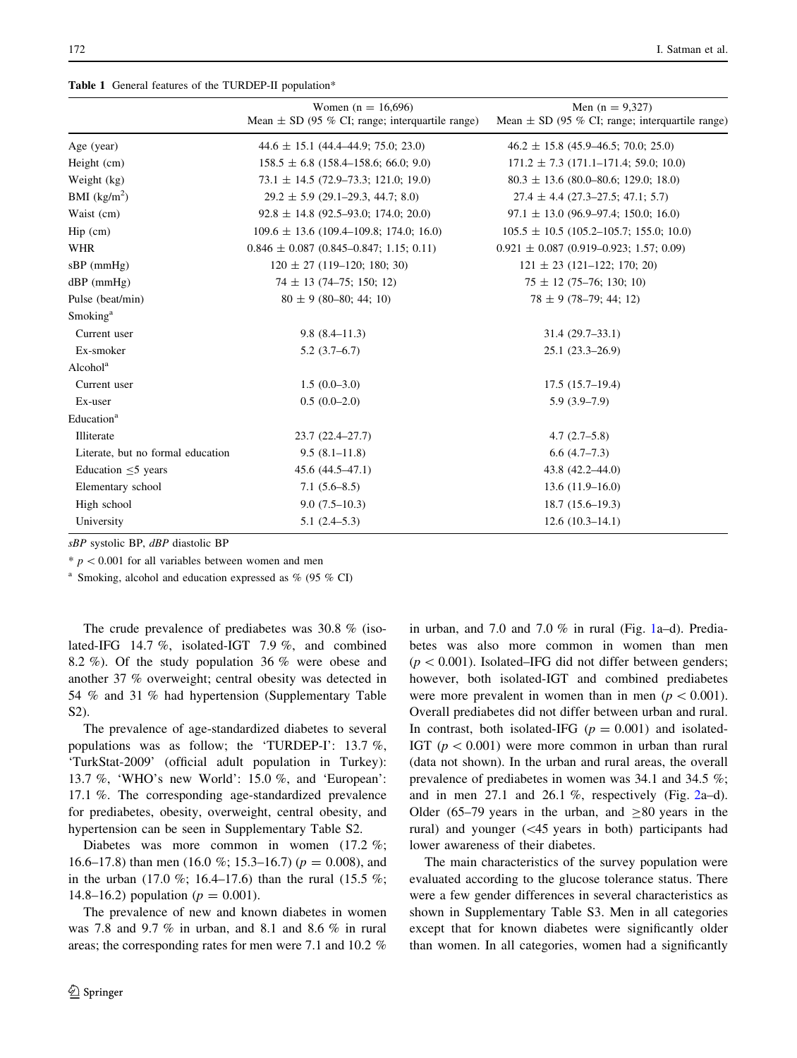**Table 1** General features of the TURDEP-II population*

| | Women (n = 16,696) Mean ± SD (95 % CI; range; interquartile range) | Men (n = 9,327) Mean ± SD (95 % CI; range; interquartile range) |
|---|---|---|
| Age (year) | 44.6 ± 15.1 (44.4–44.9; 75.0; 23.0) | 46.2 ± 15.8 (45.9–46.5; 70.0; 25.0) |
| Height (cm) | 158.5 ± 6.8 (158.4–158.6; 66.0; 9.0) | 171.2 ± 7.3 (171.1–171.4; 59.0; 10.0) |
| Weight (kg) | 73.1 ± 14.5 (72.9–73.3; 121.0; 19.0) | 80.3 ± 13.6 (80.0–80.6; 129.0; 18.0) |
| BMI ($kg/m^2$) | 29.2 ± 5.9 (29.1–29.3, 44.7; 8.0) | 27.4 ± 4.4 (27.3–27.5; 47.1; 5.7) |
| Waist (cm) | 92.8 ± 14.8 (92.5–93.0; 174.0; 20.0) | 97.1 ± 13.0 (96.9–97.4; 150.0; 16.0) |
| Hip (cm) | 109.6 ± 13.6 (109.4–109.8; 174.0; 16.0) | 105.5 ± 10.5 (105.2–105.7; 155.0; 10.0) |
| WHR | 0.846 ± 0.087 (0.845–0.847; 1.15; 0.11) | 0.921 ± 0.087 (0.919–0.923; 1.57; 0.09) |
| sBP (mmHg) | 120 ± 27 (119–120; 180; 30) | 121 ± 23 (121–122; 170; 20) |
| dBP (mmHg) | 74 ± 13 (74–75; 150; 12) | 75 ± 12 (75–76; 130; 10) |
| Pulse (beat/min) | 80 ± 9 (80–80; 44; 10) | 78 ± 9 (78–79; 44; 12) |
| Smoking[a] | | |
| Current user | 9.8 (8.4–11.3) | 31.4 (29.7–33.1) |
| Ex-smoker | 5.2 (3.7–6.7) | 25.1 (23.3–26.9) |
| Alcohol[a] | | |
| Current user | 1.5 (0.0–3.0) | 17.5 (15.7–19.4) |
| Ex-user | 0.5 (0.0–2.0) | 5.9 (3.9–7.9) |
| Education[a] | | |
| Illiterate | 23.7 (22.4–27.7) | 4.7 (2.7–5.8) |
| Literate, but no formal education | 9.5 (8.1–11.8) | 6.6 (4.7–7.3) |
| Education ≤5 years | 45.6 (44.5–47.1) | 43.8 (42.2–44.0) |
| Elementary school | 7.1 (5.6–8.5) | 13.6 (11.9–16.0) |
| High school | 9.0 (7.5–10.3) | 18.7 (15.6–19.3) |
| University | 5.1 (2.4–5.3) | 12.6 (10.3–14.1) |

*sBP* systolic BP, *dBP* diastolic BP

* $p < 0.001$ for all variables between women and men

[a] Smoking, alcohol and education expressed as % (95 % CI)

The crude prevalence of prediabetes was 30.8 % (isolated-IFG 14.7 %, isolated-IGT 7.9 %, and combined 8.2 %). Of the study population 36 % were obese and another 37 % overweight; central obesity was detected in 54 % and 31 % had hypertension (Supplementary Table S2).

The prevalence of age-standardized diabetes to several populations was as follow; the 'TURDEP-I': 13.7 %, 'TurkStat-2009' (official adult population in Turkey): 13.7 %, 'WHO's new World': 15.0 %, and 'European': 17.1 %. The corresponding age-standardized prevalence for prediabetes, obesity, overweight, central obesity, and hypertension can be seen in Supplementary Table S2.

Diabetes was more common in women (17.2 %; 16.6–17.8) than men (16.0 %; 15.3–16.7) ($p = 0.008$), and in the urban (17.0 %; 16.4–17.6) than the rural (15.5 %; 14.8–16.2) population ($p = 0.001$).

The prevalence of new and known diabetes in women was 7.8 and 9.7 % in urban, and 8.1 and 8.6 % in rural areas; the corresponding rates for men were 7.1 and 10.2 % in urban, and 7.0 and 7.0 % in rural (Fig. 1a–d). Prediabetes was also more common in women than men ($p < 0.001$). Isolated–IFG did not differ between genders; however, both isolated-IGT and combined prediabetes were more prevalent in women than in men ($p < 0.001$). Overall prediabetes did not differ between urban and rural. In contrast, both isolated-IFG ($p = 0.001$) and isolated-IGT ($p < 0.001$) were more common in urban than rural (data not shown). In the urban and rural areas, the overall prevalence of prediabetes in women was 34.1 and 34.5 %; and in men 27.1 and 26.1 %, respectively (Fig. 2a–d). Older (65–79 years in the urban, and ≥80 years in the rural) and younger (<45 years in both) participants had lower awareness of their diabetes.

The main characteristics of the survey population were evaluated according to the glucose tolerance status. There were a few gender differences in several characteristics as shown in Supplementary Table S3. Men in all categories except that for known diabetes were significantly older than women. In all categories, women had a significantly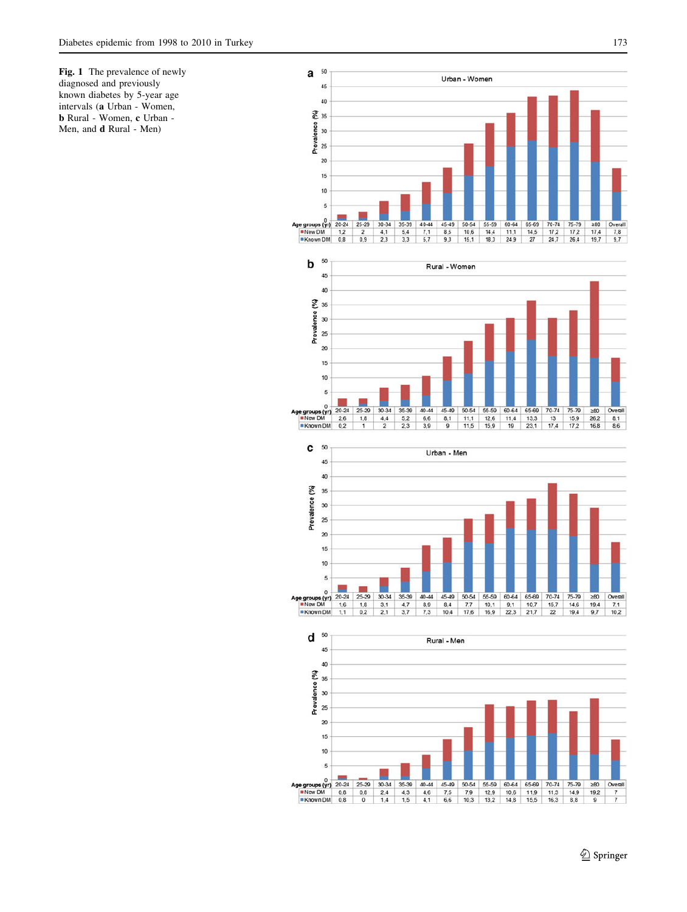**Fig. 1** The prevalence of newly diagnosed and previously known diabetes by 5-year age intervals (**a** Urban - Women, **b** Rural - Women, **c** Urban - Men, and **d** Rural - Men)

**a** Urban - Women

| Age groups (yr) | 20-24 | 25-29 | 30-34 | 35-39 | 40-44 | 45-49 | 50-54 | 55-59 | 60-64 | 65-69 | 70-74 | 75-79 | ≥80 | Overall |
|---|---|---|---|---|---|---|---|---|---|---|---|---|---|---|
| New DM | 1,2 | 2 | 4,1 | 5,4 | 7,1 | 8,5 | 10,6 | 14,4 | 11,1 | 14,5 | 17,2 | 17,2 | 17,4 | 7,8 |
| Known DM | 0,8 | 0,9 | 2,3 | 3,3 | 5,7 | 9,3 | 15,1 | 18,3 | 24,9 | 27 | 24,7 | 26,4 | 19,7 | 9,7 |

**b** Rural - Women

| Age groups (yr) | 20-24 | 25-29 | 30-34 | 35-39 | 40-44 | 45-49 | 50-54 | 55-59 | 60-64 | 65-69 | 70-74 | 75-79 | ≥80 | Overall |
|---|---|---|---|---|---|---|---|---|---|---|---|---|---|---|
| New DM | 2,6 | 1,8 | 4,4 | 5,2 | 6,6 | 8,1 | 11,1 | 12,6 | 11,4 | 13,3 | 13 | 15,9 | 26,2 | 8,1 |
| Known DM | 0,2 | 1 | 2 | 2,3 | 3,9 | 9 | 11,5 | 15,9 | 19 | 23,1 | 17,4 | 17,2 | 16,8 | 8,6 |

**c** Urban - Men

| Age groups (yr) | 20-24 | 25-29 | 30-34 | 35-39 | 40-44 | 45-49 | 50-54 | 55-59 | 60-64 | 65-69 | 70-74 | 75-79 | ≥80 | Overall |
|---|---|---|---|---|---|---|---|---|---|---|---|---|---|---|
| New DM | 1,6 | 1,8 | 3,1 | 4,7 | 8,9 | 8,4 | 7,7 | 10,1 | 9,1 | 10,7 | 15,7 | 14,6 | 19,4 | 7,1 |
| Known DM | 1,1 | 0,2 | 2,1 | 3,7 | 7,3 | 10,4 | 17,6 | 16,9 | 22,3 | 21,7 | 22 | 19,4 | 9,7 | 10,2 |

**d** Rural - Men

| Age groups (yr) | 20-24 | 25-29 | 30-34 | 35-39 | 40-44 | 45-49 | 50-54 | 55-59 | 60-64 | 65-69 | 70-74 | 75-79 | ≥80 | Overall |
|---|---|---|---|---|---|---|---|---|---|---|---|---|---|---|
| New DM | 0,6 | 0,6 | 2,4 | 4,3 | 4,6 | 7,5 | 7,9 | 12,9 | 10,6 | 11,9 | 11,3 | 14,9 | 19,2 | 7 |
| Known DM | 0,8 | 0 | 1,4 | 1,5 | 4,1 | 6,6 | 10,3 | 13,2 | 14,8 | 15,5 | 16,3 | 8,8 | 9 | 7 |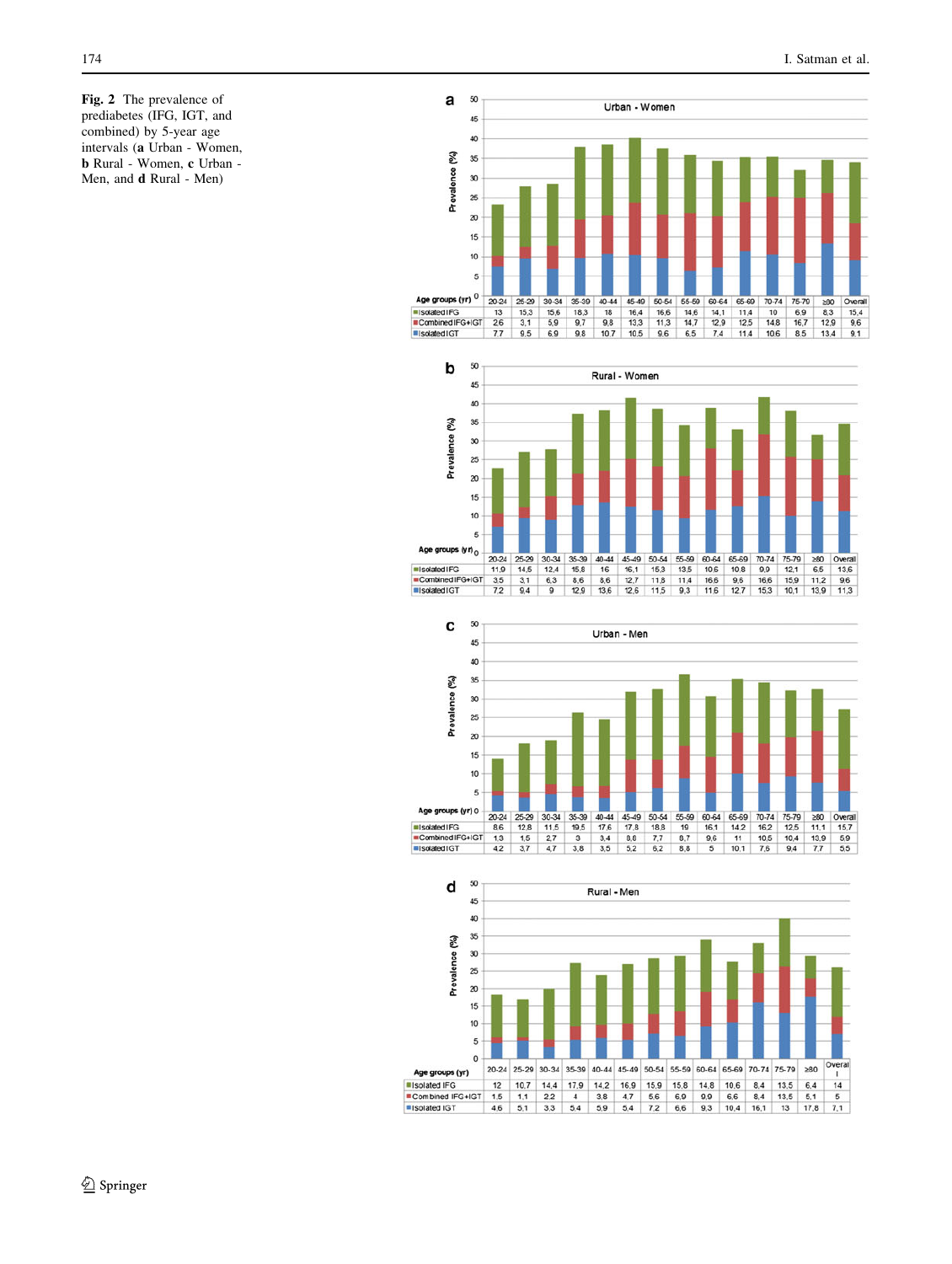Fig. 2 The prevalence of prediabetes (IFG, IGT, and combined) by 5-year age intervals (**a** Urban - Women, **b** Rural - Women, **c** Urban - Men, and **d** Rural - Men)

**a** Urban - Women

| Age groups (yr) | 20-24 | 25-29 | 30-34 | 35-39 | 40-44 | 45-49 | 50-54 | 55-59 | 60-64 | 65-69 | 70-74 | 75-79 | ≥80 | Overall |
|---|---|---|---|---|---|---|---|---|---|---|---|---|---|---|
| Isolated IFG | 13 | 15,3 | 15,6 | 18,3 | 18 | 16,4 | 16,6 | 14,6 | 14,1 | 11,4 | 10 | 6,9 | 8,3 | 15,4 |
| Combined IFG+IGT | 2,6 | 3,1 | 5,9 | 9,7 | 9,8 | 13,3 | 11,3 | 14,7 | 12,9 | 12,5 | 14,8 | 16,7 | 12,9 | 9,6 |
| Isolated IGT | 7,7 | 9,5 | 6,9 | 9,8 | 10,7 | 10,5 | 9,6 | 6,5 | 7,4 | 11,4 | 10,6 | 8,5 | 13,4 | 9,1 |

**b** Rural - Women

| Age groups (yr) | 20-24 | 25-29 | 30-34 | 35-39 | 40-44 | 45-49 | 50-54 | 55-59 | 60-64 | 65-69 | 70-74 | 75-79 | ≥80 | Overall |
|---|---|---|---|---|---|---|---|---|---|---|---|---|---|---|
| Isolated IFG | 11,9 | 14,5 | 12,4 | 15,8 | 16 | 16,1 | 15,3 | 13,5 | 10,6 | 10,8 | 9,9 | 12,1 | 6,5 | 13,6 |
| Combined IFG+IGT | 3,5 | 3,1 | 6,3 | 8,6 | 8,6 | 12,7 | 11,8 | 11,4 | 16,6 | 9,6 | 16,6 | 15,9 | 11,2 | 9,6 |
| Isolated IGT | 7,2 | 9,4 | 9 | 12,9 | 13,6 | 12,6 | 11,5 | 9,3 | 11,6 | 12,7 | 15,3 | 10,1 | 13,9 | 11,3 |

**c** Urban - Men

| Age groups (yr) | 20-24 | 25-29 | 30-34 | 35-39 | 40-44 | 45-49 | 50-54 | 55-59 | 60-64 | 65-69 | 70-74 | 75-79 | ≥80 | Overall |
|---|---|---|---|---|---|---|---|---|---|---|---|---|---|---|
| Isolated IFG | 8,6 | 12,8 | 11,5 | 19,5 | 17,6 | 17,8 | 18,8 | 19 | 16,1 | 14,2 | 16,2 | 12,5 | 11,1 | 15,7 |
| Combined IFG+IGT | 1,3 | 1,5 | 2,7 | 3 | 3,4 | 8,8 | 7,7 | 8,7 | 9,6 | 11 | 10,5 | 10,4 | 13,9 | 5,9 |
| Isolated IGT | 4,2 | 3,7 | 4,7 | 3,8 | 3,5 | 5,2 | 6,2 | 8,8 | 5 | 10,1 | 7,6 | 9,4 | 7,7 | 5,5 |

**d** Rural - Men

| Age groups (yr) | 20-24 | 25-29 | 30-34 | 35-39 | 40-44 | 45-49 | 50-54 | 55-59 | 60-64 | 65-69 | 70-74 | 75-79 | ≥80 | Overall |
|---|---|---|---|---|---|---|---|---|---|---|---|---|---|---|
| Isolated IFG | 12 | 10,7 | 14,4 | 17,9 | 14,2 | 16,9 | 15,9 | 15,8 | 14,8 | 10,6 | 8,4 | 13,5 | 6,4 | 14 |
| Combined IFG+IGT | 1,5 | 1,1 | 2,2 | 4 | 3,8 | 4,7 | 5,6 | 6,9 | 9,9 | 6,6 | 8,4 | 13,5 | 5,1 | 5 |
| Isolated IGT | 4,6 | 5,1 | 3,3 | 5,4 | 5,9 | 5,4 | 7,2 | 6,6 | 9,3 | 10,4 | 16,1 | 13 | 17,8 | 7,1 |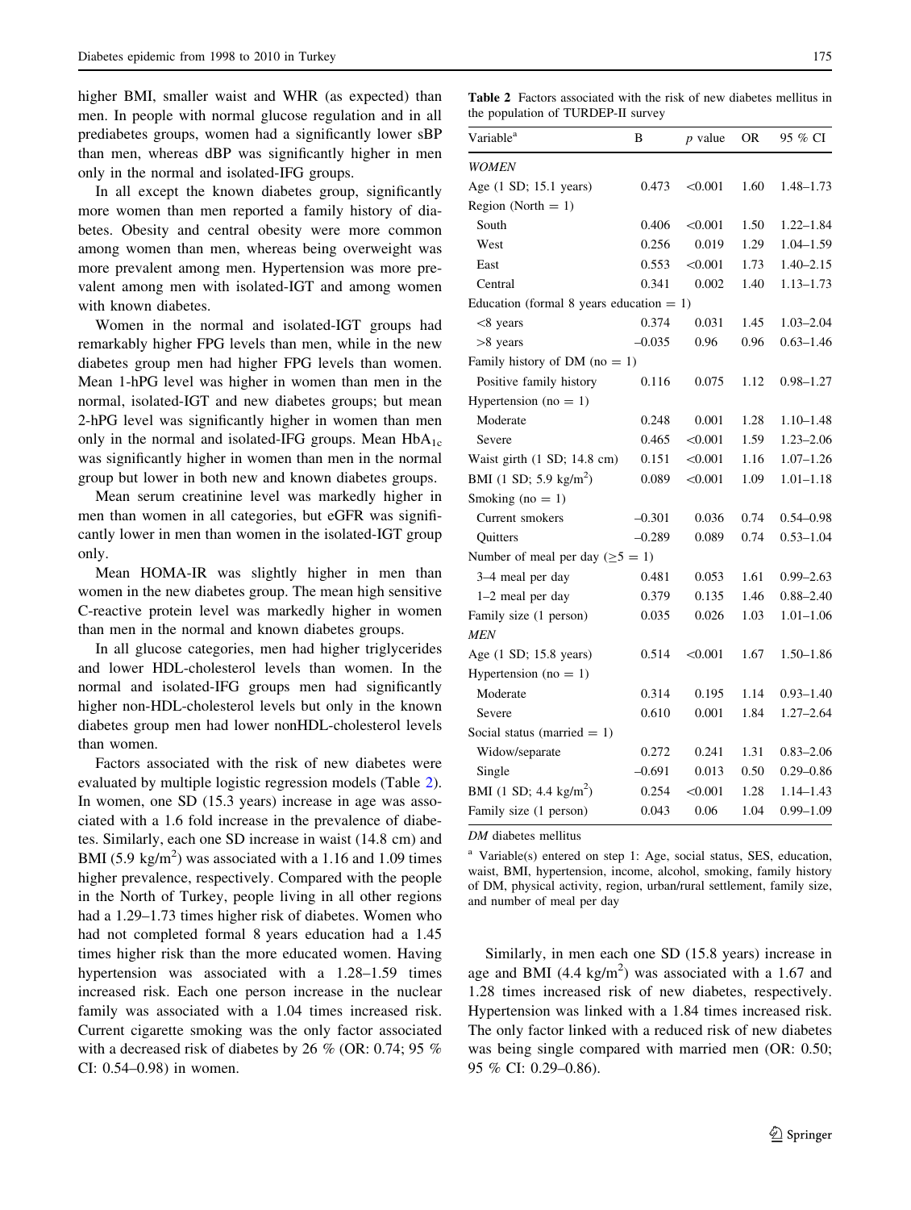higher BMI, smaller waist and WHR (as expected) than men. In people with normal glucose regulation and in all prediabetes groups, women had a significantly lower sBP than men, whereas dBP was significantly higher in men only in the normal and isolated-IFG groups.

In all except the known diabetes group, significantly more women than men reported a family history of diabetes. Obesity and central obesity were more common among women than men, whereas being overweight was more prevalent among men. Hypertension was more prevalent among men with isolated-IGT and among women with known diabetes.

Women in the normal and isolated-IGT groups had remarkably higher FPG levels than men, while in the new diabetes group men had higher FPG levels than women. Mean 1-hPG level was higher in women than men in the normal, isolated-IGT and new diabetes groups; but mean 2-hPG level was significantly higher in women than men only in the normal and isolated-IFG groups. Mean $HbA_{1c}$ was significantly higher in women than men in the normal group but lower in both new and known diabetes groups.

Mean serum creatinine level was markedly higher in men than women in all categories, but eGFR was significantly lower in men than women in the isolated-IGT group only.

Mean HOMA-IR was slightly higher in men than women in the new diabetes group. The mean high sensitive C-reactive protein level was markedly higher in women than men in the normal and known diabetes groups.

In all glucose categories, men had higher triglycerides and lower HDL-cholesterol levels than women. In the normal and isolated-IFG groups men had significantly higher non-HDL-cholesterol levels but only in the known diabetes group men had lower nonHDL-cholesterol levels than women.

Factors associated with the risk of new diabetes were evaluated by multiple logistic regression models (Table 2). In women, one SD (15.3 years) increase in age was associated with a 1.6 fold increase in the prevalence of diabetes. Similarly, each one SD increase in waist (14.8 cm) and BMI (5.9 $kg/m^2$) was associated with a 1.16 and 1.09 times higher prevalence, respectively. Compared with the people in the North of Turkey, people living in all other regions had a 1.29–1.73 times higher risk of diabetes. Women who had not completed formal 8 years education had a 1.45 times higher risk than the more educated women. Having hypertension was associated with a 1.28–1.59 times increased risk. Each one person increase in the nuclear family was associated with a 1.04 times increased risk. Current cigarette smoking was the only factor associated with a decreased risk of diabetes by 26 % (OR: 0.74; 95 % CI: 0.54–0.98) in women.

**Table 2** Factors associated with the risk of new diabetes mellitus in the population of TURDEP-II survey

| Variable[a] | B | p value | OR | 95 % CI |
|---|---|---|---|---|
| *WOMEN* | | | | |
| Age (1 SD; 15.1 years) | 0.473 | <0.001 | 1.60 | 1.48–1.73 |
| Region (North = 1) | | | | |
| South | 0.406 | <0.001 | 1.50 | 1.22–1.84 |
| West | 0.256 | 0.019 | 1.29 | 1.04–1.59 |
| East | 0.553 | <0.001 | 1.73 | 1.40–2.15 |
| Central | 0.341 | 0.002 | 1.40 | 1.13–1.73 |
| Education (formal 8 years education = 1) | | | | |
| <8 years | 0.374 | 0.031 | 1.45 | 1.03–2.04 |
| >8 years | –0.035 | 0.96 | 0.96 | 0.63–1.46 |
| Family history of DM (no = 1) | | | | |
| Positive family history | 0.116 | 0.075 | 1.12 | 0.98–1.27 |
| Hypertension (no = 1) | | | | |
| Moderate | 0.248 | 0.001 | 1.28 | 1.10–1.48 |
| Severe | 0.465 | <0.001 | 1.59 | 1.23–2.06 |
| Waist girth (1 SD; 14.8 cm) | 0.151 | <0.001 | 1.16 | 1.07–1.26 |
| BMI (1 SD; 5.9 $kg/m^2$) | 0.089 | <0.001 | 1.09 | 1.01–1.18 |
| Smoking (no = 1) | | | | |
| Current smokers | –0.301 | 0.036 | 0.74 | 0.54–0.98 |
| Quitters | –0.289 | 0.089 | 0.74 | 0.53–1.04 |
| Number of meal per day (≥5 = 1) | | | | |
| 3–4 meal per day | 0.481 | 0.053 | 1.61 | 0.99–2.63 |
| 1–2 meal per day | 0.379 | 0.135 | 1.46 | 0.88–2.40 |
| Family size (1 person) | 0.035 | 0.026 | 1.03 | 1.01–1.06 |
| *MEN* | | | | |
| Age (1 SD; 15.8 years) | 0.514 | <0.001 | 1.67 | 1.50–1.86 |
| Hypertension (no = 1) | | | | |
| Moderate | 0.314 | 0.195 | 1.14 | 0.93–1.40 |
| Severe | 0.610 | 0.001 | 1.84 | 1.27–2.64 |
| Social status (married = 1) | | | | |
| Widow/separate | 0.272 | 0.241 | 1.31 | 0.83–2.06 |
| Single | –0.691 | 0.013 | 0.50 | 0.29–0.86 |
| BMI (1 SD; 4.4 $kg/m^2$) | 0.254 | <0.001 | 1.28 | 1.14–1.43 |
| Family size (1 person) | 0.043 | 0.06 | 1.04 | 0.99–1.09 |

*DM* diabetes mellitus

[a] Variable(s) entered on step 1: Age, social status, SES, education, waist, BMI, hypertension, income, alcohol, smoking, family history of DM, physical activity, region, urban/rural settlement, family size, and number of meal per day

Similarly, in men each one SD (15.8 years) increase in age and BMI (4.4 $kg/m^2$) was associated with a 1.67 and 1.28 times increased risk of new diabetes, respectively. Hypertension was linked with a 1.84 times increased risk. The only factor linked with a reduced risk of new diabetes was being single compared with married men (OR: 0.50; 95 % CI: 0.29–0.86).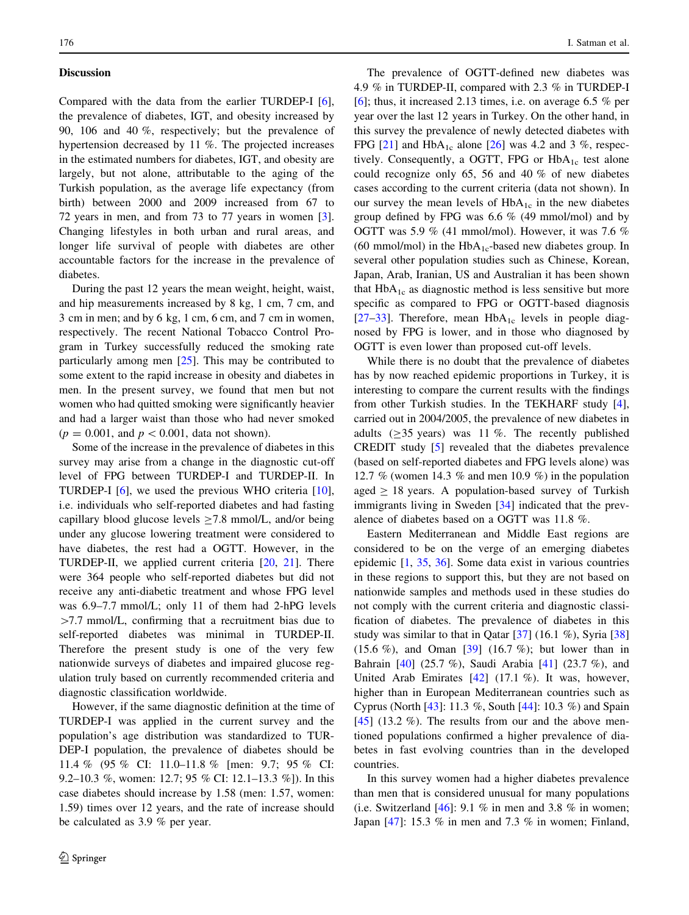## Discussion

Compared with the data from the earlier TURDEP-I [6], the prevalence of diabetes, IGT, and obesity increased by 90, 106 and 40 %, respectively; but the prevalence of hypertension decreased by 11 %. The projected increases in the estimated numbers for diabetes, IGT, and obesity are largely, but not alone, attributable to the aging of the Turkish population, as the average life expectancy (from birth) between 2000 and 2009 increased from 67 to 72 years in men, and from 73 to 77 years in women [3]. Changing lifestyles in both urban and rural areas, and longer life survival of people with diabetes are other accountable factors for the increase in the prevalence of diabetes.

During the past 12 years the mean weight, height, waist, and hip measurements increased by 8 kg, 1 cm, 7 cm, and 3 cm in men; and by 6 kg, 1 cm, 6 cm, and 7 cm in women, respectively. The recent National Tobacco Control Program in Turkey successfully reduced the smoking rate particularly among men [25]. This may be contributed to some extent to the rapid increase in obesity and diabetes in men. In the present survey, we found that men but not women who had quitted smoking were significantly heavier and had a larger waist than those who had never smoked ($p = 0.001$, and $p < 0.001$, data not shown).

Some of the increase in the prevalence of diabetes in this survey may arise from a change in the diagnostic cut-off level of FPG between TURDEP-I and TURDEP-II. In TURDEP-I [6], we used the previous WHO criteria [10], i.e. individuals who self-reported diabetes and had fasting capillary blood glucose levels ≥7.8 mmol/L, and/or being under any glucose lowering treatment were considered to have diabetes, the rest had a OGTT. However, in the TURDEP-II, we applied current criteria [20, 21]. There were 364 people who self-reported diabetes but did not receive any anti-diabetic treatment and whose FPG level was 6.9–7.7 mmol/L; only 11 of them had 2-hPG levels >7.7 mmol/L, confirming that a recruitment bias due to self-reported diabetes was minimal in TURDEP-II. Therefore the present study is one of the very few nationwide surveys of diabetes and impaired glucose regulation truly based on currently recommended criteria and diagnostic classification worldwide.

However, if the same diagnostic definition at the time of TURDEP-I was applied in the current survey and the population's age distribution was standardized to TURDEP-I population, the prevalence of diabetes should be 11.4 % (95 % CI: 11.0–11.8 % [men: 9.7; 95 % CI: 9.2–10.3 %, women: 12.7; 95 % CI: 12.1–13.3 %]). In this case diabetes should increase by 1.58 (men: 1.57, women: 1.59) times over 12 years, and the rate of increase should be calculated as 3.9 % per year.

The prevalence of OGTT-defined new diabetes was 4.9 % in TURDEP-II, compared with 2.3 % in TURDEP-I [6]; thus, it increased 2.13 times, i.e. on average 6.5 % per year over the last 12 years in Turkey. On the other hand, in this survey the prevalence of newly detected diabetes with FPG [21] and $HbA_{1c}$ alone [26] was 4.2 and 3 %, respectively. Consequently, a OGTT, FPG or $HbA_{1c}$ test alone could recognize only 65, 56 and 40 % of new diabetes cases according to the current criteria (data not shown). In our survey the mean levels of $HbA_{1c}$ in the new diabetes group defined by FPG was 6.6 % (49 mmol/mol) and by OGTT was 5.9 % (41 mmol/mol). However, it was 7.6 % (60 mmol/mol) in the $HbA_{1c}$-based new diabetes group. In several other population studies such as Chinese, Korean, Japan, Arab, Iranian, US and Australian it has been shown that $HbA_{1c}$ as diagnostic method is less sensitive but more specific as compared to FPG or OGTT-based diagnosis [27–33]. Therefore, mean $HbA_{1c}$ levels in people diagnosed by FPG is lower, and in those who diagnosed by OGTT is even lower than proposed cut-off levels.

While there is no doubt that the prevalence of diabetes has by now reached epidemic proportions in Turkey, it is interesting to compare the current results with the findings from other Turkish studies. In the TEKHARF study [4], carried out in 2004/2005, the prevalence of new diabetes in adults (≥35 years) was 11 %. The recently published CREDIT study [5] revealed that the diabetes prevalence (based on self-reported diabetes and FPG levels alone) was 12.7 % (women 14.3 % and men 10.9 %) in the population aged ≥ 18 years. A population-based survey of Turkish immigrants living in Sweden [34] indicated that the prevalence of diabetes based on a OGTT was 11.8 %.

Eastern Mediterranean and Middle East regions are considered to be on the verge of an emerging diabetes epidemic [1, 35, 36]. Some data exist in various countries in these regions to support this, but they are not based on nationwide samples and methods used in these studies do not comply with the current criteria and diagnostic classification of diabetes. The prevalence of diabetes in this study was similar to that in Qatar [37] (16.1 %), Syria [38] (15.6 %), and Oman [39] (16.7 %); but lower than in Bahrain [40] (25.7 %), Saudi Arabia [41] (23.7 %), and United Arab Emirates [42] (17.1 %). It was, however, higher than in European Mediterranean countries such as Cyprus (North [43]: 11.3 %, South [44]: 10.3 %) and Spain [45] (13.2 %). The results from our and the above mentioned populations confirmed a higher prevalence of diabetes in fast evolving countries than in the developed countries.

In this survey women had a higher diabetes prevalence than men that is considered unusual for many populations (i.e. Switzerland [46]: 9.1 % in men and 3.8 % in women; Japan [47]: 15.3 % in men and 7.3 % in women; Finland,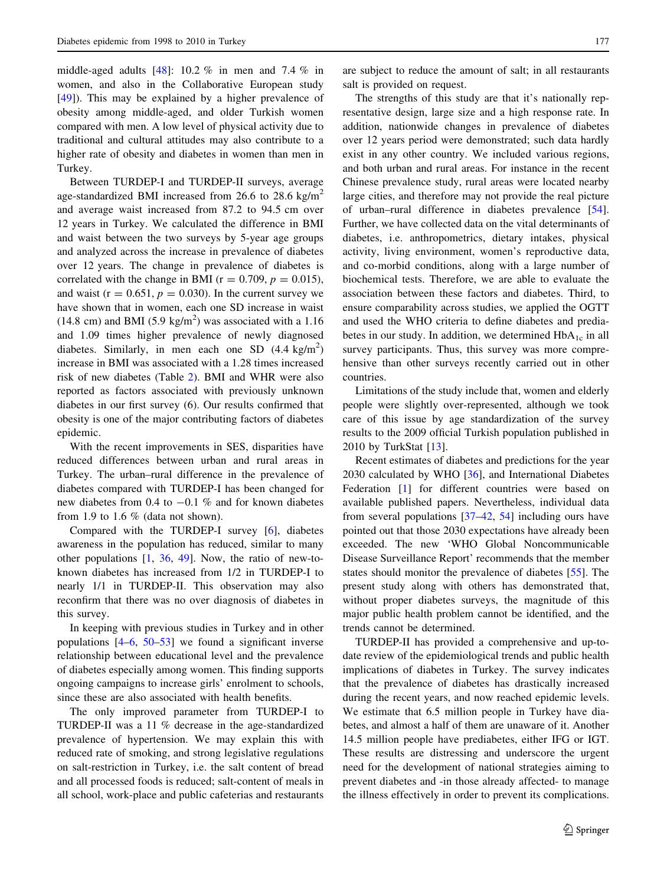middle-aged adults [48]: 10.2 % in men and 7.4 % in women, and also in the Collaborative European study [49]). This may be explained by a higher prevalence of obesity among middle-aged, and older Turkish women compared with men. A low level of physical activity due to traditional and cultural attitudes may also contribute to a higher rate of obesity and diabetes in women than men in Turkey.

Between TURDEP-I and TURDEP-II surveys, average age-standardized BMI increased from 26.6 to 28.6 kg/m$^2$ and average waist increased from 87.2 to 94.5 cm over 12 years in Turkey. We calculated the difference in BMI and waist between the two surveys by 5-year age groups and analyzed across the increase in prevalence of diabetes over 12 years. The change in prevalence of diabetes is correlated with the change in BMI ($r = 0.709$, $p = 0.015$), and waist ($r = 0.651$, $p = 0.030$). In the current survey we have shown that in women, each one SD increase in waist (14.8 cm) and BMI (5.9 kg/m$^2$) was associated with a 1.16 and 1.09 times higher prevalence of newly diagnosed diabetes. Similarly, in men each one SD (4.4 kg/m$^2$) increase in BMI was associated with a 1.28 times increased risk of new diabetes (Table 2). BMI and WHR were also reported as factors associated with previously unknown diabetes in our first survey (6). Our results confirmed that obesity is one of the major contributing factors of diabetes epidemic.

With the recent improvements in SES, disparities have reduced differences between urban and rural areas in Turkey. The urban–rural difference in the prevalence of diabetes compared with TURDEP-I has been changed for new diabetes from 0.4 to −0.1 % and for known diabetes from 1.9 to 1.6 % (data not shown).

Compared with the TURDEP-I survey [6], diabetes awareness in the population has reduced, similar to many other populations [1, 36, 49]. Now, the ratio of new-to-known diabetes has increased from 1/2 in TURDEP-I to nearly 1/1 in TURDEP-II. This observation may also reconfirm that there was no over diagnosis of diabetes in this survey.

In keeping with previous studies in Turkey and in other populations [4–6, 50–53] we found a significant inverse relationship between educational level and the prevalence of diabetes especially among women. This finding supports ongoing campaigns to increase girls' enrolment to schools, since these are also associated with health benefits.

The only improved parameter from TURDEP-I to TURDEP-II was a 11 % decrease in the age-standardized prevalence of hypertension. We may explain this with reduced rate of smoking, and strong legislative regulations on salt-restriction in Turkey, i.e. the salt content of bread and all processed foods is reduced; salt-content of meals in all school, work-place and public cafeterias and restaurants are subject to reduce the amount of salt; in all restaurants salt is provided on request.

The strengths of this study are that it's nationally representative design, large size and a high response rate. In addition, nationwide changes in prevalence of diabetes over 12 years period were demonstrated; such data hardly exist in any other country. We included various regions, and both urban and rural areas. For instance in the recent Chinese prevalence study, rural areas were located nearby large cities, and therefore may not provide the real picture of urban–rural difference in diabetes prevalence [54]. Further, we have collected data on the vital determinants of diabetes, i.e. anthropometrics, dietary intakes, physical activity, living environment, women's reproductive data, and co-morbid conditions, along with a large number of biochemical tests. Therefore, we are able to evaluate the association between these factors and diabetes. Third, to ensure comparability across studies, we applied the OGTT and used the WHO criteria to define diabetes and prediabetes in our study. In addition, we determined $HbA_{1c}$ in all survey participants. Thus, this survey was more comprehensive than other surveys recently carried out in other countries.

Limitations of the study include that, women and elderly people were slightly over-represented, although we took care of this issue by age standardization of the survey results to the 2009 official Turkish population published in 2010 by TurkStat [13].

Recent estimates of diabetes and predictions for the year 2030 calculated by WHO [36], and International Diabetes Federation [1] for different countries were based on available published papers. Nevertheless, individual data from several populations [37–42, 54] including ours have pointed out that those 2030 expectations have already been exceeded. The new 'WHO Global Noncommunicable Disease Surveillance Report' recommends that the member states should monitor the prevalence of diabetes [55]. The present study along with others has demonstrated that, without proper diabetes surveys, the magnitude of this major public health problem cannot be identified, and the trends cannot be determined.

TURDEP-II has provided a comprehensive and up-to-date review of the epidemiological trends and public health implications of diabetes in Turkey. The survey indicates that the prevalence of diabetes has drastically increased during the recent years, and now reached epidemic levels. We estimate that 6.5 million people in Turkey have diabetes, and almost a half of them are unaware of it. Another 14.5 million people have prediabetes, either IFG or IGT. These results are distressing and underscore the urgent need for the development of national strategies aiming to prevent diabetes and -in those already affected- to manage the illness effectively in order to prevent its complications.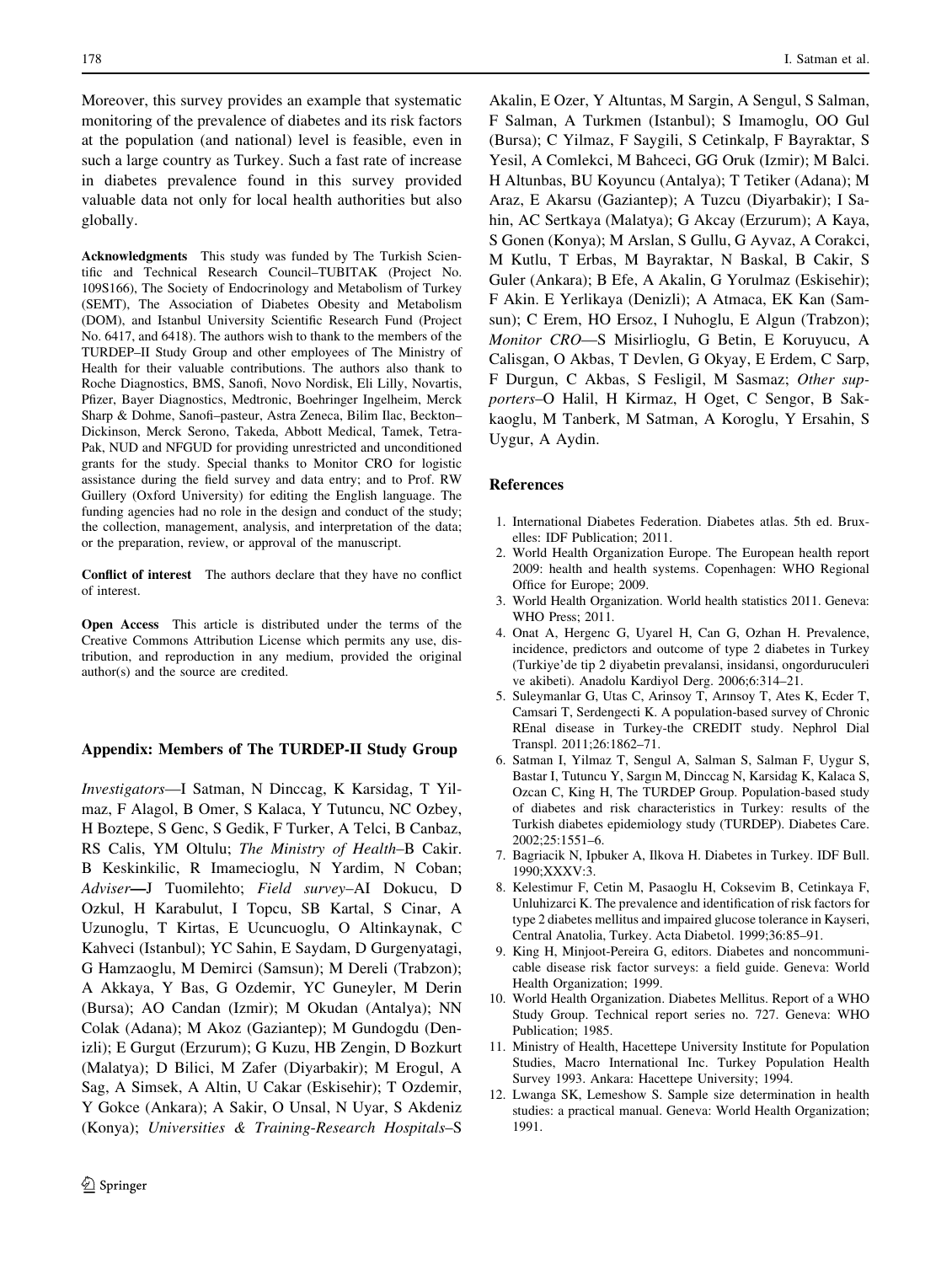Moreover, this survey provides an example that systematic monitoring of the prevalence of diabetes and its risk factors at the population (and national) level is feasible, even in such a large country as Turkey. Such a fast rate of increase in diabetes prevalence found in this survey provided valuable data not only for local health authorities but also globally.

**Acknowledgments** This study was funded by The Turkish Scientific and Technical Research Council–TUBITAK (Project No. 109S166), The Society of Endocrinology and Metabolism of Turkey (SEMT), The Association of Diabetes Obesity and Metabolism (DOM), and Istanbul University Scientific Research Fund (Project No. 6417, and 6418). The authors wish to thank to the members of the TURDEP–II Study Group and other employees of The Ministry of Health for their valuable contributions. The authors also thank to Roche Diagnostics, BMS, Sanofi, Novo Nordisk, Eli Lilly, Novartis, Pfizer, Bayer Diagnostics, Medtronic, Boehringer Ingelheim, Merck Sharp & Dohme, Sanofi–pasteur, Astra Zeneca, Bilim Ilac, Beckton–Dickinson, Merck Serono, Takeda, Abbott Medical, Tamek, Tetra-Pak, NUD and NFGUD for providing unrestricted and unconditioned grants for the study. Special thanks to Monitor CRO for logistic assistance during the field survey and data entry; and to Prof. RW Guillery (Oxford University) for editing the English language. The funding agencies had no role in the design and conduct of the study; the collection, management, analysis, and interpretation of the data; or the preparation, review, or approval of the manuscript.

**Conflict of interest** The authors declare that they have no conflict of interest.

**Open Access** This article is distributed under the terms of the Creative Commons Attribution License which permits any use, distribution, and reproduction in any medium, provided the original author(s) and the source are credited.

## Appendix: Members of The TURDEP-II Study Group

*Investigators*—I Satman, N Dinccag, K Karsidag, T Yilmaz, F Alagol, B Omer, S Kalaca, Y Tutuncu, NC Ozbey, H Boztepe, S Genc, S Gedik, F Turker, A Telci, B Canbaz, RS Calis, YM Oltulu; *The Ministry of Health*–B Cakir. B Keskinkilic, R Imamecioglu, N Yardim, N Coban; *Adviser*—J Tuomilehto; *Field survey*–AI Dokucu, D Ozkul, H Karabulut, I Topcu, SB Kartal, S Cinar, A Uzunoglu, T Kirtas, E Ucuncuoglu, O Altinkaynak, C Kahveci (Istanbul); YC Sahin, E Saydam, D Gurgenyatagi, G Hamzaoglu, M Demirci (Samsun); M Dereli (Trabzon); A Akkaya, Y Bas, G Ozdemir, YC Guneyler, M Derin (Bursa); AO Candan (Izmir); M Okudan (Antalya); NN Colak (Adana); M Akoz (Gaziantep); M Gundogdu (Denizli); E Gurgut (Erzurum); G Kuzu, HB Zengin, D Bozkurt (Malatya); D Bilici, M Zafer (Diyarbakir); M Erogul, A Sag, A Simsek, A Altin, U Cakar (Eskisehir); T Ozdemir, Y Gokce (Ankara); A Sakir, O Unsal, N Uyar, S Akdeniz (Konya); *Universities & Training-Research Hospitals*–S Akalin, E Ozer, Y Altuntas, M Sargin, A Sengul, S Salman, F Salman, A Turkmen (Istanbul); S Imamoglu, OO Gul (Bursa); C Yilmaz, F Saygili, S Cetinkalp, F Bayraktar, S Yesil, A Comlekci, M Bahceci, GG Oruk (Izmir); M Balci. H Altunbas, BU Koyuncu (Antalya); T Tetiker (Adana); M Araz, E Akarsu (Gaziantep); A Tuzcu (Diyarbakir); I Sahin, AC Sertkaya (Malatya); G Akcay (Erzurum); A Kaya, S Gonen (Konya); M Arslan, S Gullu, G Ayvaz, A Corakci, M Kutlu, T Erbas, M Bayraktar, N Baskal, B Cakir, S Guler (Ankara); B Efe, A Akalin, G Yorulmaz (Eskisehir); F Akin. E Yerlikaya (Denizli); A Atmaca, EK Kan (Samsun); C Erem, HO Ersoz, I Nuhoglu, E Algun (Trabzon); *Monitor CRO*—S Misirlioglu, G Betin, E Koruyucu, A Calisgan, O Akbas, T Devlen, G Okyay, E Erdem, C Sarp, F Durgun, C Akbas, S Fesligil, M Sasmaz; *Other supporters*–O Halil, H Kirmaz, H Oget, C Sengor, B Sakkaoglu, M Tanberk, M Satman, A Koroglu, Y Ersahin, S Uygur, A Aydin.

## References

1. International Diabetes Federation. Diabetes atlas. 5th ed. Bruxelles: IDF Publication; 2011.
2. World Health Organization Europe. The European health report 2009: health and health systems. Copenhagen: WHO Regional Office for Europe; 2009.
3. World Health Organization. World health statistics 2011. Geneva: WHO Press; 2011.
4. Onat A, Hergenc G, Uyarel H, Can G, Ozhan H. Prevalence, incidence, predictors and outcome of type 2 diabetes in Turkey (Turkiye'de tip 2 diyabetin prevalansi, insidansi, ongorduruculeri ve akibeti). Anadolu Kardiyol Derg. 2006;6:314–21.
5. Suleymanlar G, Utas C, Arinsoy T, Arınsoy T, Ates K, Ecder T, Camsari T, Serdengecti K. A population-based survey of Chronic REnal disease in Turkey-the CREDIT study. Nephrol Dial Transpl. 2011;26:1862–71.
6. Satman I, Yilmaz T, Sengul A, Salman S, Salman F, Uygur S, Bastar I, Tutuncu Y, Sargın M, Dinccag N, Karsidag K, Kalaca S, Ozcan C, King H, The TURDEP Group. Population-based study of diabetes and risk characteristics in Turkey: results of the Turkish diabetes epidemiology study (TURDEP). Diabetes Care. 2002;25:1551–6.
7. Bagriacik N, Ipbuker A, Ilkova H. Diabetes in Turkey. IDF Bull. 1990;XXXV:3.
8. Kelestimur F, Cetin M, Pasaoglu H, Coksevim B, Cetinkaya F, Unluhizarci K. The prevalence and identification of risk factors for type 2 diabetes mellitus and impaired glucose tolerance in Kayseri, Central Anatolia, Turkey. Acta Diabetol. 1999;36:85–91.
9. King H, Minjoot-Pereira G, editors. Diabetes and noncommunicable disease risk factor surveys: a field guide. Geneva: World Health Organization; 1999.
10. World Health Organization. Diabetes Mellitus. Report of a WHO Study Group. Technical report series no. 727. Geneva: WHO Publication; 1985.
11. Ministry of Health, Hacettepe University Institute for Population Studies, Macro International Inc. Turkey Population Health Survey 1993. Ankara: Hacettepe University; 1994.
12. Lwanga SK, Lemeshow S. Sample size determination in health studies: a practical manual. Geneva: World Health Organization; 1991.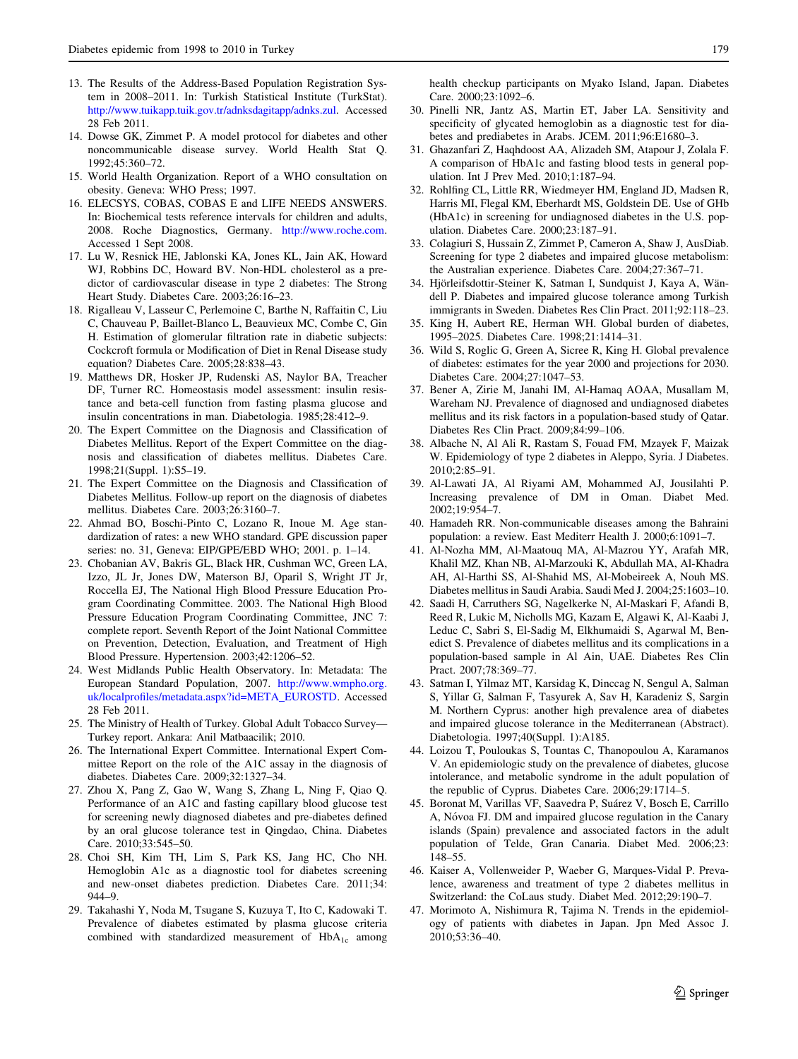13. The Results of the Address-Based Population Registration System in 2008–2011. In: Turkish Statistical Institute (TurkStat). http://www.tuikapp.tuik.gov.tr/adnksdagitapp/adnks.zul. Accessed 28 Feb 2011.
14. Dowse GK, Zimmet P. A model protocol for diabetes and other noncommunicable disease survey. World Health Stat Q. 1992;45:360–72.
15. World Health Organization. Report of a WHO consultation on obesity. Geneva: WHO Press; 1997.
16. ELECSYS, COBAS, COBAS E and LIFE NEEDS ANSWERS. In: Biochemical tests reference intervals for children and adults, 2008. Roche Diagnostics, Germany. http://www.roche.com. Accessed 1 Sept 2008.
17. Lu W, Resnick HE, Jablonski KA, Jones KL, Jain AK, Howard WJ, Robbins DC, Howard BV. Non-HDL cholesterol as a predictor of cardiovascular disease in type 2 diabetes: The Strong Heart Study. Diabetes Care. 2003;26:16–23.
18. Rigalleau V, Lasseur C, Perlemoine C, Barthe N, Raffaitin C, Liu C, Chauveau P, Baillet-Blanco L, Beauvieux MC, Combe C, Gin H. Estimation of glomerular filtration rate in diabetic subjects: Cockcroft formula or Modification of Diet in Renal Disease study equation? Diabetes Care. 2005;28:838–43.
19. Matthews DR, Hosker JP, Rudenski AS, Naylor BA, Treacher DF, Turner RC. Homeostasis model assessment: insulin resistance and beta-cell function from fasting plasma glucose and insulin concentrations in man. Diabetologia. 1985;28:412–9.
20. The Expert Committee on the Diagnosis and Classification of Diabetes Mellitus. Report of the Expert Committee on the diagnosis and classification of diabetes mellitus. Diabetes Care. 1998;21(Suppl. 1):S5–19.
21. The Expert Committee on the Diagnosis and Classification of Diabetes Mellitus. Follow-up report on the diagnosis of diabetes mellitus. Diabetes Care. 2003;26:3160–7.
22. Ahmad BO, Boschi-Pinto C, Lozano R, Inoue M. Age standardization of rates: a new WHO standard. GPE discussion paper series: no. 31, Geneva: EIP/GPE/EBD WHO; 2001. p. 1–14.
23. Chobanian AV, Bakris GL, Black HR, Cushman WC, Green LA, Izzo, JL Jr, Jones DW, Materson BJ, Oparil S, Wright JT Jr, Roccella EJ, The National High Blood Pressure Education Program Coordinating Committee. 2003. The National High Blood Pressure Education Program Coordinating Committee, JNC 7: complete report. Seventh Report of the Joint National Committee on Prevention, Detection, Evaluation, and Treatment of High Blood Pressure. Hypertension. 2003;42:1206–52.
24. West Midlands Public Health Observatory. In: Metadata: The European Standard Population, 2007. http://www.wmpho.org.uk/localprofiles/metadata.aspx?id=META_EUROSTD. Accessed 28 Feb 2011.
25. The Ministry of Health of Turkey. Global Adult Tobacco Survey—Turkey report. Ankara: Anil Matbaacilik; 2010.
26. The International Expert Committee. International Expert Committee Report on the role of the A1C assay in the diagnosis of diabetes. Diabetes Care. 2009;32:1327–34.
27. Zhou X, Pang Z, Gao W, Wang S, Zhang L, Ning F, Qiao Q. Performance of an A1C and fasting capillary blood glucose test for screening newly diagnosed diabetes and pre-diabetes defined by an oral glucose tolerance test in Qingdao, China. Diabetes Care. 2010;33:545–50.
28. Choi SH, Kim TH, Lim S, Park KS, Jang HC, Cho NH. Hemoglobin A1c as a diagnostic tool for diabetes screening and new-onset diabetes prediction. Diabetes Care. 2011;34:944–9.
29. Takahashi Y, Noda M, Tsugane S, Kuzuya T, Ito C, Kadowaki T. Prevalence of diabetes estimated by plasma glucose criteria combined with standardized measurement of $HbA_{1c}$ among health checkup participants on Myako Island, Japan. Diabetes Care. 2000;23:1092–6.
30. Pinelli NR, Jantz AS, Martin ET, Jaber LA. Sensitivity and specificity of glycated hemoglobin as a diagnostic test for diabetes and prediabetes in Arabs. JCEM. 2011;96:E1680–3.
31. Ghazanfari Z, Haqhdoost AA, Alizadeh SM, Atapour J, Zolala F. A comparison of HbA1c and fasting blood tests in general population. Int J Prev Med. 2010;1:187–94.
32. Rohlfing CL, Little RR, Wiedmeyer HM, England JD, Madsen R, Harris MI, Flegal KM, Eberhardt MS, Goldstein DE. Use of GHb (HbA1c) in screening for undiagnosed diabetes in the U.S. population. Diabetes Care. 2000;23:187–91.
33. Colagiuri S, Hussain Z, Zimmet P, Cameron A, Shaw J, AusDiab. Screening for type 2 diabetes and impaired glucose metabolism: the Australian experience. Diabetes Care. 2004;27:367–71.
34. Hjörleifsdottir-Steiner K, Satman I, Sundquist J, Kaya A, Wändell P. Diabetes and impaired glucose tolerance among Turkish immigrants in Sweden. Diabetes Res Clin Pract. 2011;92:118–23.
35. King H, Aubert RE, Herman WH. Global burden of diabetes, 1995–2025. Diabetes Care. 1998;21:1414–31.
36. Wild S, Roglic G, Green A, Sicree R, King H. Global prevalence of diabetes: estimates for the year 2000 and projections for 2030. Diabetes Care. 2004;27:1047–53.
37. Bener A, Zirie M, Janahi IM, Al-Hamaq AOAA, Musallam M, Wareham NJ. Prevalence of diagnosed and undiagnosed diabetes mellitus and its risk factors in a population-based study of Qatar. Diabetes Res Clin Pract. 2009;84:99–106.
38. Albache N, Al Ali R, Rastam S, Fouad FM, Mzayek F, Maizak W. Epidemiology of type 2 diabetes in Aleppo, Syria. J Diabetes. 2010;2:85–91.
39. Al-Lawati JA, Al Riyami AM, Mohammed AJ, Jousilahti P. Increasing prevalence of DM in Oman. Diabet Med. 2002;19:954–7.
40. Hamadeh RR. Non-communicable diseases among the Bahraini population: a review. East Mediterr Health J. 2000;6:1091–7.
41. Al-Nozha MM, Al-Maatouq MA, Al-Mazrou YY, Arafah MR, Khalil MZ, Khan NB, Al-Marzouki K, Abdullah MA, Al-Khadra AH, Al-Harthi SS, Al-Shahid MS, Al-Mobeireek A, Nouh MS. Diabetes mellitus in Saudi Arabia. Saudi Med J. 2004;25:1603–10.
42. Saadi H, Carruthers SG, Nagelkerke N, Al-Maskari F, Afandi B, Reed R, Lukic M, Nicholls MG, Kazam E, Algawi K, Al-Kaabi J, Leduc C, Sabri S, El-Sadig M, Elkhumaidi S, Agarwal M, Benedict S. Prevalence of diabetes mellitus and its complications in a population-based sample in Al Ain, UAE. Diabetes Res Clin Pract. 2007;78:369–77.
43. Satman I, Yilmaz MT, Karsidag K, Dinccag N, Sengul A, Salman S, Yillar G, Salman F, Tasyurek A, Sav H, Karadeniz S, Sargin M. Northern Cyprus: another high prevalence area of diabetes and impaired glucose tolerance in the Mediterranean (Abstract). Diabetologia. 1997;40(Suppl. 1):A185.
44. Loizou T, Pouloukas S, Tountas C, Thanopoulou A, Karamanos V. An epidemiologic study on the prevalence of diabetes, glucose intolerance, and metabolic syndrome in the adult population of the republic of Cyprus. Diabetes Care. 2006;29:1714–5.
45. Boronat M, Varillas VF, Saavedra P, Suárez V, Bosch E, Carrillo A, Nóvoa FJ. DM and impaired glucose regulation in the Canary islands (Spain) prevalence and associated factors in the adult population of Telde, Gran Canaria. Diabet Med. 2006;23:148–55.
46. Kaiser A, Vollenweider P, Waeber G, Marques-Vidal P. Prevalence, awareness and treatment of type 2 diabetes mellitus in Switzerland: the CoLaus study. Diabet Med. 2012;29:190–7.
47. Morimoto A, Nishimura R, Tajima N. Trends in the epidemiology of patients with diabetes in Japan. Jpn Med Assoc J. 2010;53:36–40.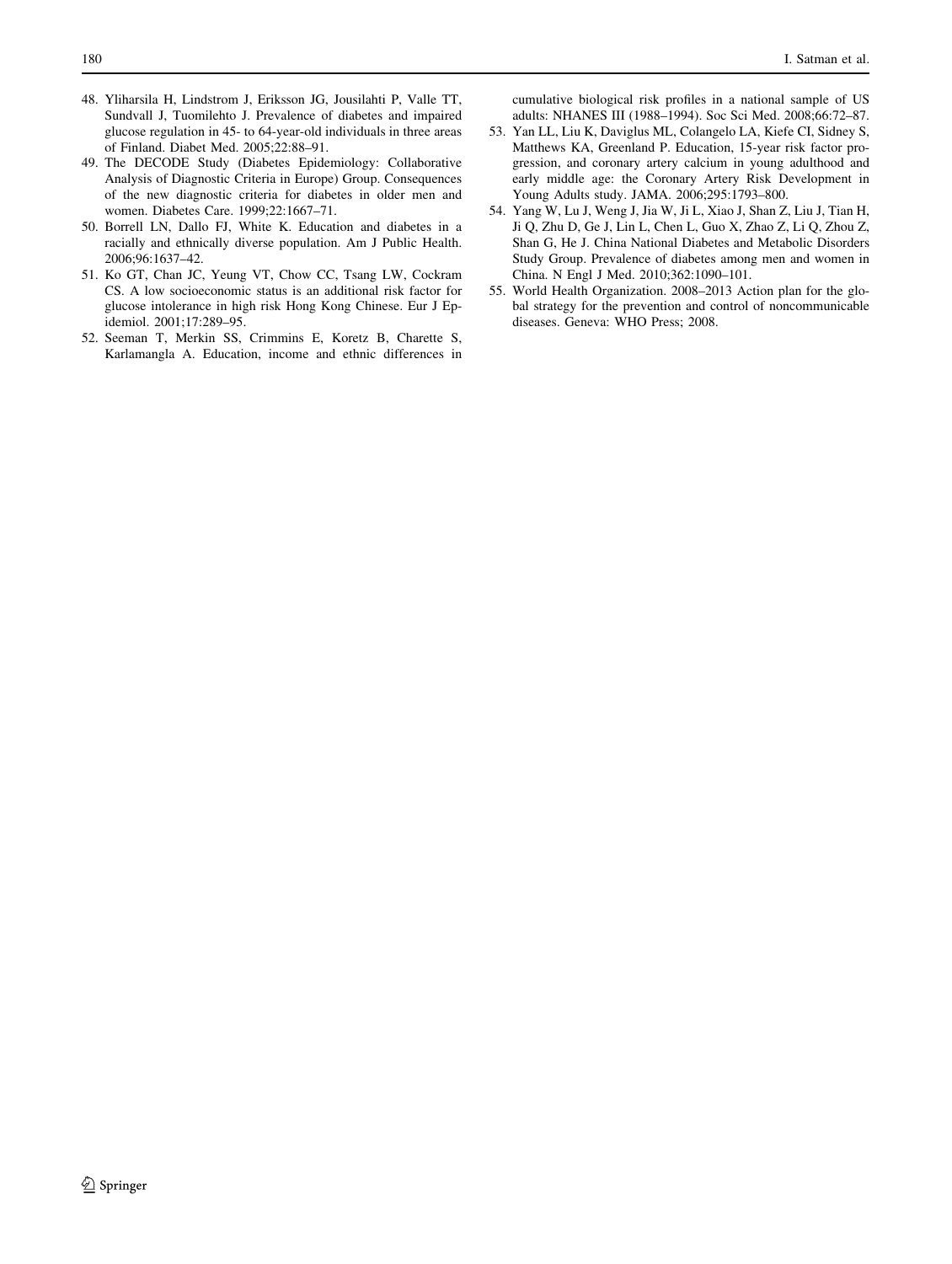48. Yliharsila H, Lindstrom J, Eriksson JG, Jousilahti P, Valle TT, Sundvall J, Tuomilehto J. Prevalence of diabetes and impaired glucose regulation in 45- to 64-year-old individuals in three areas of Finland. Diabet Med. 2005;22:88–91.
49. The DECODE Study (Diabetes Epidemiology: Collaborative Analysis of Diagnostic Criteria in Europe) Group. Consequences of the new diagnostic criteria for diabetes in older men and women. Diabetes Care. 1999;22:1667–71.
50. Borrell LN, Dallo FJ, White K. Education and diabetes in a racially and ethnically diverse population. Am J Public Health. 2006;96:1637–42.
51. Ko GT, Chan JC, Yeung VT, Chow CC, Tsang LW, Cockram CS. A low socioeconomic status is an additional risk factor for glucose intolerance in high risk Hong Kong Chinese. Eur J Epidemiol. 2001;17:289–95.
52. Seeman T, Merkin SS, Crimmins E, Koretz B, Charette S, Karlamangla A. Education, income and ethnic differences in cumulative biological risk profiles in a national sample of US adults: NHANES III (1988–1994). Soc Sci Med. 2008;66:72–87.
53. Yan LL, Liu K, Daviglus ML, Colangelo LA, Kiefe CI, Sidney S, Matthews KA, Greenland P. Education, 15-year risk factor progression, and coronary artery calcium in young adulthood and early middle age: the Coronary Artery Risk Development in Young Adults study. JAMA. 2006;295:1793–800.
54. Yang W, Lu J, Weng J, Jia W, Ji L, Xiao J, Shan Z, Liu J, Tian H, Ji Q, Zhu D, Ge J, Lin L, Chen L, Guo X, Zhao Z, Li Q, Zhou Z, Shan G, He J. China National Diabetes and Metabolic Disorders Study Group. Prevalence of diabetes among men and women in China. N Engl J Med. 2010;362:1090–101.
55. World Health Organization. 2008–2013 Action plan for the global strategy for the prevention and control of noncommunicable diseases. Geneva: WHO Press; 2008.